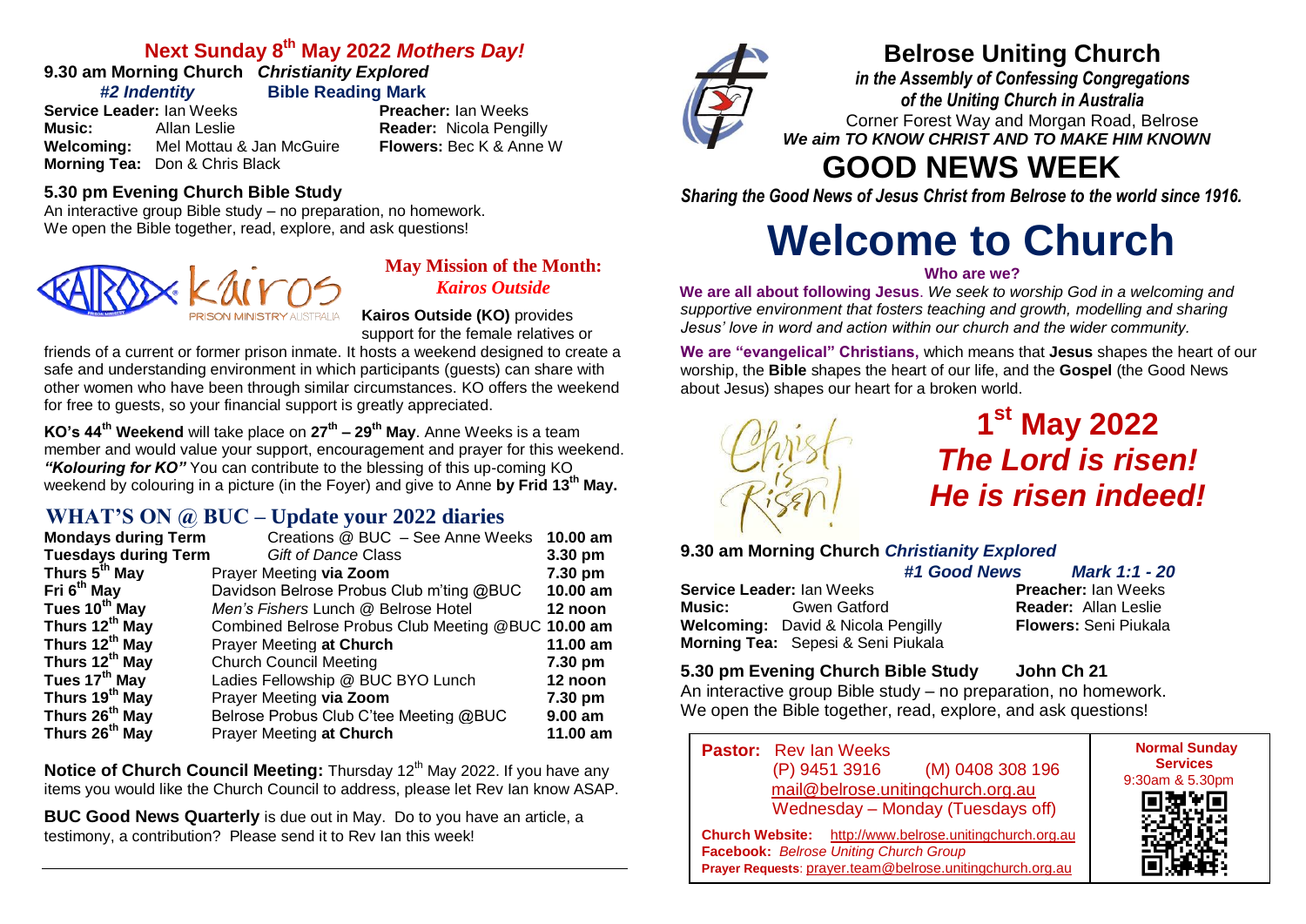## Next Sunday 8th May 2022 *Mothers Day!*

**9.30 am Morning Church** ***Christianity Explored***

***#2 Indentity*** **Bible Reading Mark**

**Service Leader:** Ian Weeks **Preacher:** Ian Weeks
**Music:** Allan Leslie **Reader:** Nicola Pengilly
**Welcoming:** Mel Mottau & Jan McGuire **Flowers:** Bec K & Anne W
**Morning Tea:** Don & Chris Black

**5.30 pm Evening Church Bible Study**

An interactive group Bible study – no preparation, no homework. We open the Bible together, read, explore, and ask questions!

### May Mission of the Month: *Kairos Outside*

**Kairos Outside (KO)** provides support for the female relatives or friends of a current or former prison inmate. It hosts a weekend designed to create a safe and understanding environment in which participants (guests) can share with other women who have been through similar circumstances. KO offers the weekend for free to guests, so your financial support is greatly appreciated.

**KO's 44th Weekend** will take place on **27th – 29th May**. Anne Weeks is a team member and would value your support, encouragement and prayer for this weekend. ***"Kolouring for KO"*** You can contribute to the blessing of this up-coming KO weekend by colouring in a picture (in the Foyer) and give to Anne **by Frid 13th May.**

## WHAT'S ON @ BUC – Update your 2022 diaries

| | | |
|---|---|---|
| **Mondays during Term** | Creations @ BUC – See Anne Weeks | **10.00 am** |
| **Tuesdays during Term** | *Gift of Dance* Class | **3.30 pm** |
| **Thurs 5th May** | Prayer Meeting **via Zoom** | **7.30 pm** |
| **Fri 6th May** | Davidson Belrose Probus Club m'ting @BUC | **10.00 am** |
| **Tues 10th May** | *Men's Fishers* Lunch @ Belrose Hotel | **12 noon** |
| **Thurs 12th May** | Combined Belrose Probus Club Meeting @BUC | **10.00 am** |
| **Thurs 12th May** | Prayer Meeting **at Church** | **11.00 am** |
| **Thurs 12th May** | Church Council Meeting | **7.30 pm** |
| **Tues 17th May** | Ladies Fellowship @ BUC BYO Lunch | **12 noon** |
| **Thurs 19th May** | Prayer Meeting **via Zoom** | **7.30 pm** |
| **Thurs 26th May** | Belrose Probus Club C'tee Meeting @BUC | **9.00 am** |
| **Thurs 26th May** | Prayer Meeting **at Church** | **11.00 am** |

**Notice of Church Council Meeting:** Thursday 12th May 2022. If you have any items you would like the Church Council to address, please let Rev Ian know ASAP.

**BUC Good News Quarterly** is due out in May. Do to you have an article, a testimony, a contribution? Please send it to Rev Ian this week!

# Belrose Uniting Church

***in the Assembly of Confessing Congregations of the Uniting Church in Australia***

Corner Forest Way and Morgan Road, Belrose

***We aim TO KNOW CHRIST AND TO MAKE HIM KNOWN***

# GOOD NEWS WEEK

***Sharing the Good News of Jesus Christ from Belrose to the world since 1916.***

# Welcome to Church

**Who are we?**

**We are all about following Jesus**. *We seek to worship God in a welcoming and supportive environment that fosters teaching and growth, modelling and sharing Jesus' love in word and action within our church and the wider community.*

**We are "evangelical" Christians,** which means that **Jesus** shapes the heart of our worship, the **Bible** shapes the heart of our life, and the **Gospel** (the Good News about Jesus) shapes our heart for a broken world.

Christ is Risen!

## 1st May 2022 *The Lord is risen! He is risen indeed!*

**9.30 am Morning Church** ***Christianity Explored***

***#1 Good News*** ***Mark 1:1 - 20***

**Service Leader:** Ian Weeks **Preacher:** Ian Weeks
**Music:** Gwen Gatford **Reader:** Allan Leslie
**Welcoming:** David & Nicola Pengilly **Flowers:** Seni Piukala
**Morning Tea:** Sepesi & Seni Piukala

**5.30 pm Evening Church Bible Study John Ch 21**

An interactive group Bible study – no preparation, no homework. We open the Bible together, read, explore, and ask questions!

**Pastor:** Rev Ian Weeks
(P) 9451 3916 (M) 0408 308 196
mail@belrose.unitingchurch.org.au
Wednesday – Monday (Tuesdays off)

**Church Website:** http://www.belrose.unitingchurch.org.au
**Facebook:** *Belrose Uniting Church Group*
**Prayer Requests**: prayer.team@belrose.unitingchurch.org.au

**Normal Sunday Services**
9:30am & 5.30pm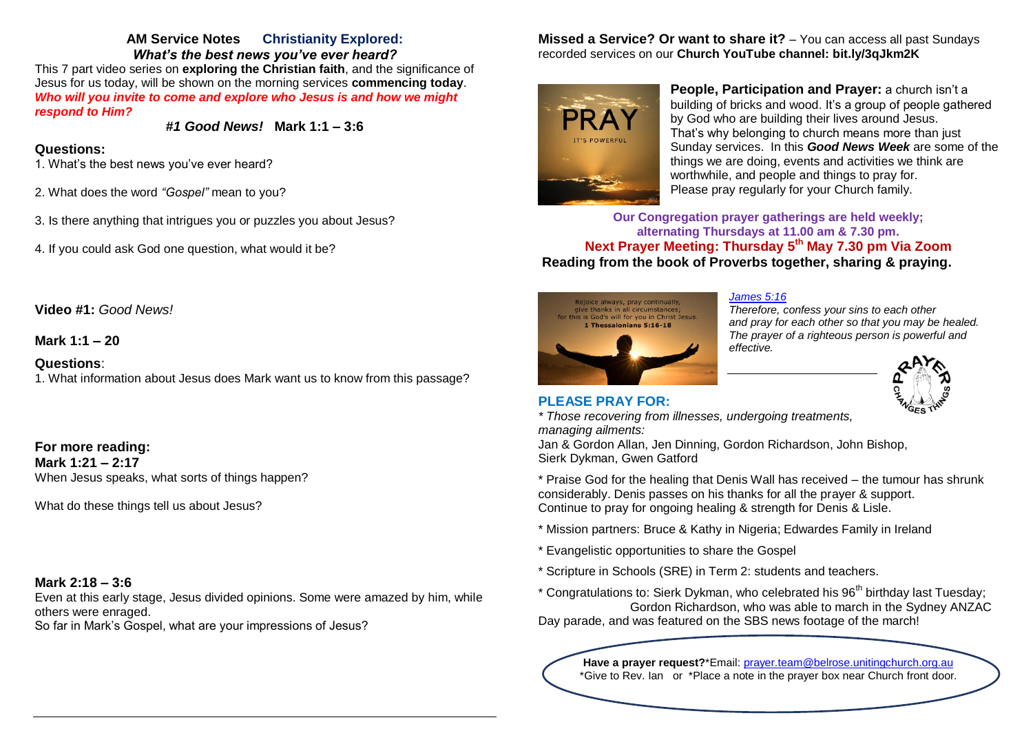**AM Service Notes** **Christianity Explored:**
***What's the best news you've ever heard?***

This 7 part video series on **exploring the Christian faith**, and the significance of Jesus for us today, will be shown on the morning services **commencing today**.
***Who will you invite to come and explore who Jesus is and how we might respond to Him?***

***#1 Good News!*** **Mark 1:1 – 3:6**

### Questions:

1. What's the best news you've ever heard?
2. What does the word *"Gospel"* mean to you?
3. Is there anything that intrigues you or puzzles you about Jesus?
4. If you could ask God one question, what would it be?

**Video #1:** *Good News!*

**Mark 1:1 – 20**

**Questions**:
1. What information about Jesus does Mark want us to know from this passage?

### For more reading:

**Mark 1:21 – 2:17**
When Jesus speaks, what sorts of things happen?

What do these things tell us about Jesus?

**Mark 2:18 – 3:6**
Even at this early stage, Jesus divided opinions. Some were amazed by him, while others were enraged.
So far in Mark's Gospel, what are your impressions of Jesus?

**Missed a Service? Or want to share it?** – You can access all past Sundays recorded services on our **Church YouTube channel: bit.ly/3qJkm2K**

PRAY
IT'S POWERFUL

**People, Participation and Prayer:** a church isn't a building of bricks and wood. It's a group of people gathered by God who are building their lives around Jesus. That's why belonging to church means more than just Sunday services. In this ***Good News Week*** are some of the things we are doing, events and activities we think are worthwhile, and people and things to pray for. Please pray regularly for your Church family.

**Our Congregation prayer gatherings are held weekly; alternating Thursdays at 11.00 am & 7.30 pm.**
**Next Prayer Meeting: Thursday 5th May 7.30 pm Via Zoom**
**Reading from the book of Proverbs together, sharing & praying.**

Rejoice always, pray continually, give thanks in all circumstances; for this is God's will for you in Christ Jesus.
**1 Thessalonians 5:16-18**

*James 5:16*
*Therefore, confess your sins to each other and pray for each other so that you may be healed. The prayer of a righteous person is powerful and effective.*

PRAYER CHANGES THINGS

### PLEASE PRAY FOR:

\* *Those recovering from illnesses, undergoing treatments, managing ailments:*
Jan & Gordon Allan, Jen Dinning, Gordon Richardson, John Bishop, Sierk Dykman, Gwen Gatford

\* Praise God for the healing that Denis Wall has received – the tumour has shrunk considerably. Denis passes on his thanks for all the prayer & support. Continue to pray for ongoing healing & strength for Denis & Lisle.

\* Mission partners: Bruce & Kathy in Nigeria; Edwardes Family in Ireland

\* Evangelistic opportunities to share the Gospel

\* Scripture in Schools (SRE) in Term 2: students and teachers.

\* Congratulations to: Sierk Dykman, who celebrated his 96th birthday last Tuesday; Gordon Richardson, who was able to march in the Sydney ANZAC Day parade, and was featured on the SBS news footage of the march!

**Have a prayer request?** \*Email: prayer.team@belrose.unitingchurch.org.au
\*Give to Rev. Ian or \*Place a note in the prayer box near Church front door.